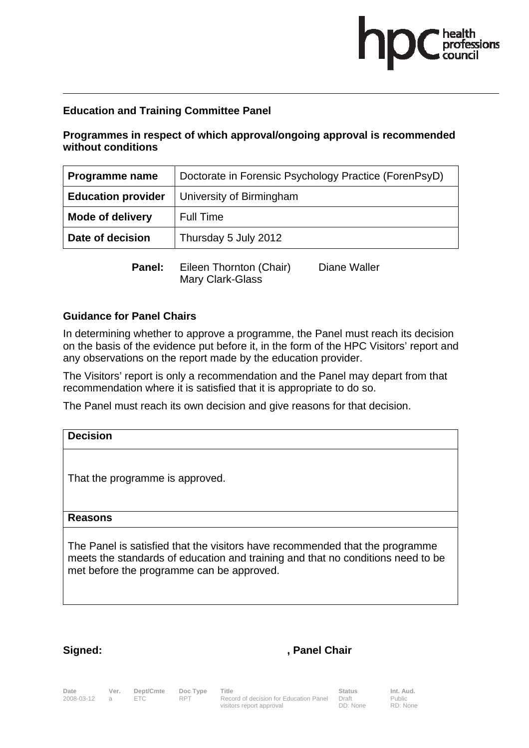**Education and Training Committee Panel**

**Programmes in respect of which approval/ongoing approval is recommended without conditions**

| **Programme name** | Doctorate in Forensic Psychology Practice (ForenPsyD) |
|---|---|
| **Education provider** | University of Birmingham |
| **Mode of delivery** | Full Time |
| **Date of decision** | Thursday 5 July 2012 |

**Panel:** Eileen Thornton (Chair) Diane Waller Mary Clark-Glass

**Guidance for Panel Chairs**

In determining whether to approve a programme, the Panel must reach its decision on the basis of the evidence put before it, in the form of the HPC Visitors' report and any observations on the report made by the education provider.

The Visitors' report is only a recommendation and the Panel may depart from that recommendation where it is satisfied that it is appropriate to do so.

The Panel must reach its own decision and give reasons for that decision.

| **Decision** |
|---|
| That the programme is approved. |
| **Reasons** |
| The Panel is satisfied that the visitors have recommended that the programme meets the standards of education and training and that no conditions need to be met before the programme can be approved. |

**Signed:** **, Panel Chair**

| Date | Ver. | Dept/Cmte | Doc Type | Title | Status | Int. Aud. |
|---|---|---|---|---|---|---|
| 2008-03-12 | a | ETC | RPT | Record of decision for Education Panel visitors report approval | Draft DD: None | Public RD: None |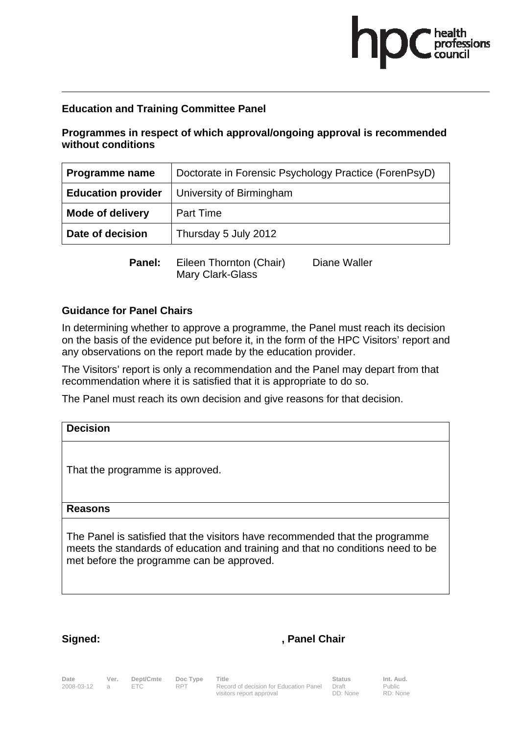**Education and Training Committee Panel**

**Programmes in respect of which approval/ongoing approval is recommended without conditions**

| **Programme name** | Doctorate in Forensic Psychology Practice (ForenPsyD) |
|---|---|
| **Education provider** | University of Birmingham |
| **Mode of delivery** | Part Time |
| **Date of decision** | Thursday 5 July 2012 |

**Panel:** Eileen Thornton (Chair), Diane Waller, Mary Clark-Glass

**Guidance for Panel Chairs**

In determining whether to approve a programme, the Panel must reach its decision on the basis of the evidence put before it, in the form of the HPC Visitors' report and any observations on the report made by the education provider.

The Visitors' report is only a recommendation and the Panel may depart from that recommendation where it is satisfied that it is appropriate to do so.

The Panel must reach its own decision and give reasons for that decision.

| **Decision** |
|---|
| That the programme is approved. |
| **Reasons** |
| The Panel is satisfied that the visitors have recommended that the programme meets the standards of education and training and that no conditions need to be met before the programme can be approved. |

**Signed: , Panel Chair**

| Date | Ver. | Dept/Cmte | Doc Type | Title | Status | Int. Aud. |
|---|---|---|---|---|---|---|
| 2008-03-12 | a | ETC | RPT | Record of decision for Education Panel visitors report approval | Draft DD: None | Public RD: None |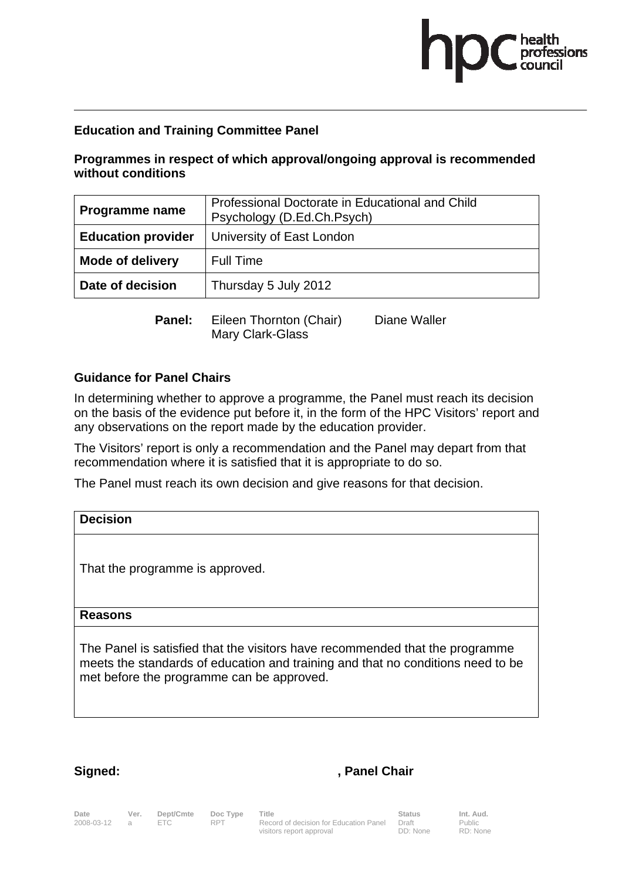**Education and Training Committee Panel**

**Programmes in respect of which approval/ongoing approval is recommended without conditions**

| | |
|---|---|
| **Programme name** | Professional Doctorate in Educational and Child Psychology (D.Ed.Ch.Psych) |
| **Education provider** | University of East London |
| **Mode of delivery** | Full Time |
| **Date of decision** | Thursday 5 July 2012 |

**Panel:** Eileen Thornton (Chair) Diane Waller Mary Clark-Glass

**Guidance for Panel Chairs**

In determining whether to approve a programme, the Panel must reach its decision on the basis of the evidence put before it, in the form of the HPC Visitors' report and any observations on the report made by the education provider.

The Visitors' report is only a recommendation and the Panel may depart from that recommendation where it is satisfied that it is appropriate to do so.

The Panel must reach its own decision and give reasons for that decision.

| **Decision** |
|---|
| That the programme is approved. |
| **Reasons** |
| The Panel is satisfied that the visitors have recommended that the programme meets the standards of education and training and that no conditions need to be met before the programme can be approved. |

**Signed:** **, Panel Chair**

| Date | Ver. | Dept/Cmte | Doc Type | Title | Status | Int. Aud. |
|---|---|---|---|---|---|---|
| 2008-03-12 | a | ETC | RPT | Record of decision for Education Panel visitors report approval | Draft DD: None | Public RD: None |